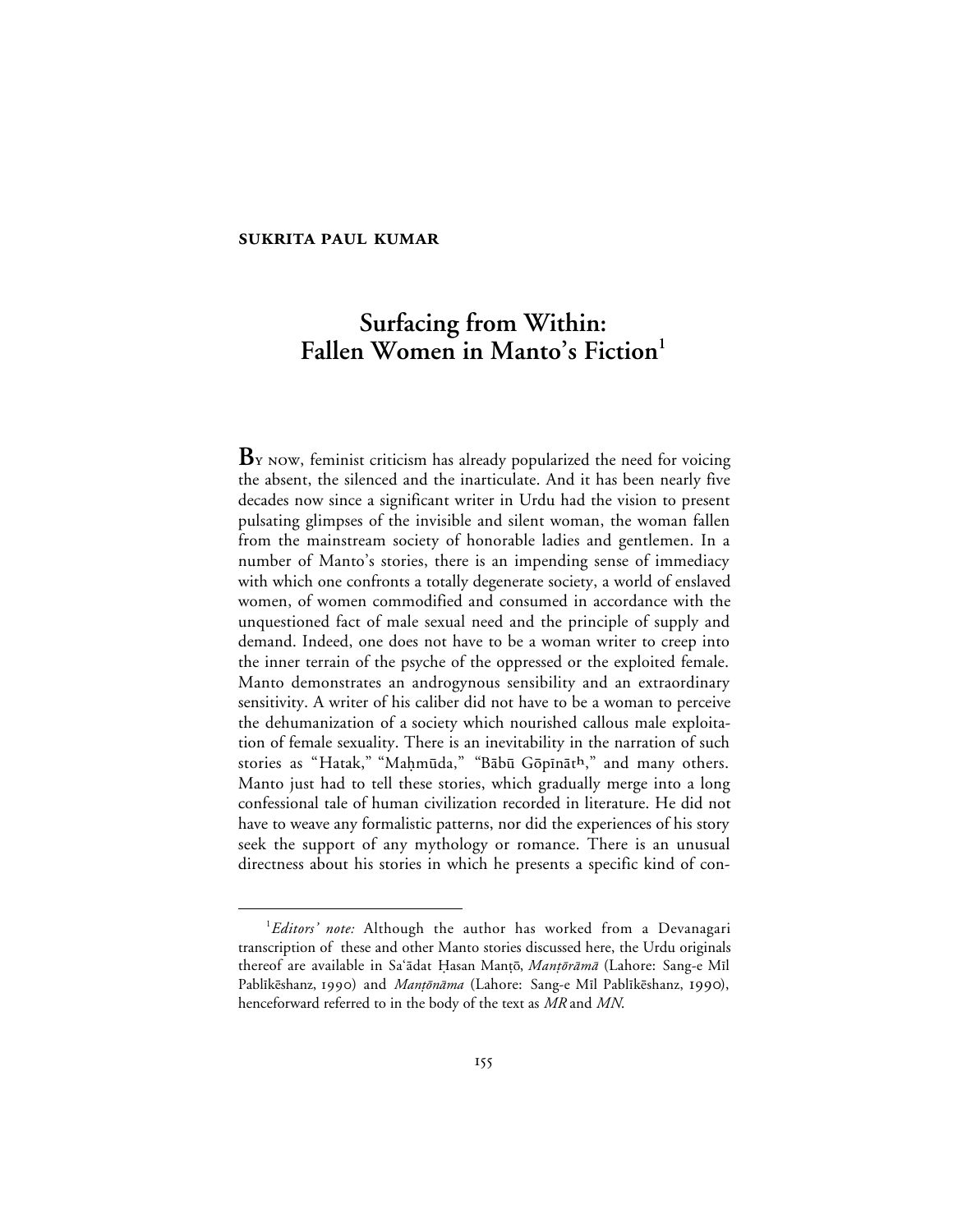**SUKRITA PAUL KUMAR**

# Surfacing from Within: Fallen Women in Manto's Fiction[1]

**B**Y NOW, feminist criticism has already popularized the need for voicing the absent, the silenced and the inarticulate. And it has been nearly five decades now since a significant writer in Urdu had the vision to present pulsating glimpses of the invisible and silent woman, the woman fallen from the mainstream society of honorable ladies and gentlemen. In a number of Manto's stories, there is an impending sense of immediacy with which one confronts a totally degenerate society, a world of enslaved women, of women commodified and consumed in accordance with the unquestioned fact of male sexual need and the principle of supply and demand. Indeed, one does not have to be a woman writer to creep into the inner terrain of the psyche of the oppressed or the exploited female. Manto demonstrates an androgynous sensibility and an extraordinary sensitivity. A writer of his caliber did not have to be a woman to perceive the dehumanization of a society which nourished callous male exploitation of female sexuality. There is an inevitability in the narration of such stories as "Hatak," "Maḥmūda," "Bābū Gōpīnātʰ," and many others. Manto just had to tell these stories, which gradually merge into a long confessional tale of human civilization recorded in literature. He did not have to weave any formalistic patterns, nor did the experiences of his story seek the support of any mythology or romance. There is an unusual directness about his stories in which he presents a specific kind of con-

[1]*Editors' note:* Although the author has worked from a Devanagari transcription of these and other Manto stories discussed here, the Urdu originals thereof are available in Sa'ādat Ḥasan Manṭō, *Manṭōrāmā* (Lahore: Sang-e Mīl Pablīkēshanz, 1990) and *Manṭōnāma* (Lahore: Sang-e Mīl Pablīkēshanz, 1990), henceforward referred to in the body of the text as *MR* and *MN*.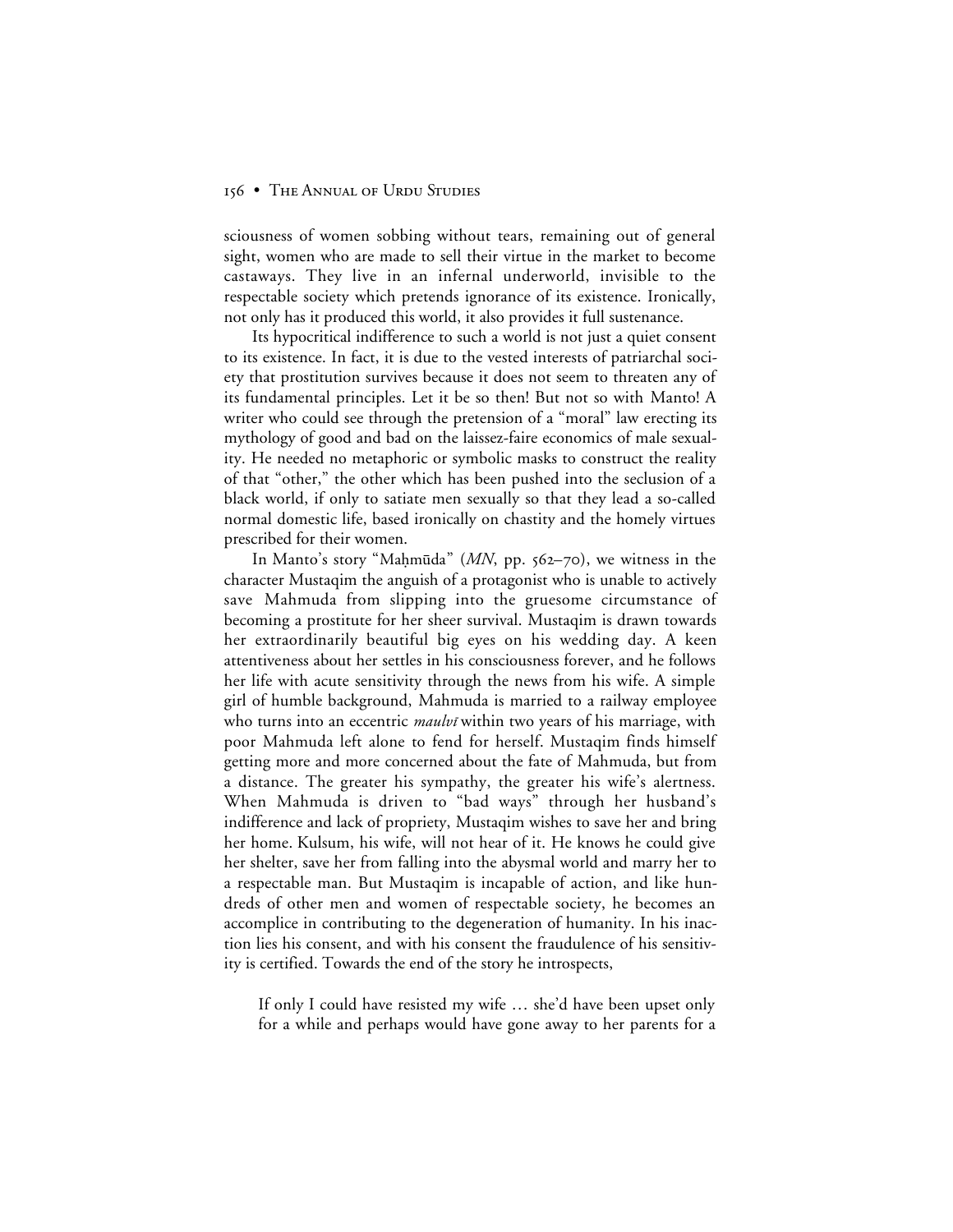sciousness of women sobbing without tears, remaining out of general sight, women who are made to sell their virtue in the market to become castaways. They live in an infernal underworld, invisible to the respectable society which pretends ignorance of its existence. Ironically, not only has it produced this world, it also provides it full sustenance.

Its hypocritical indifference to such a world is not just a quiet consent to its existence. In fact, it is due to the vested interests of patriarchal society that prostitution survives because it does not seem to threaten any of its fundamental principles. Let it be so then! But not so with Manto! A writer who could see through the pretension of a "moral" law erecting its mythology of good and bad on the laissez-faire economics of male sexuality. He needed no metaphoric or symbolic masks to construct the reality of that "other," the other which has been pushed into the seclusion of a black world, if only to satiate men sexually so that they lead a so-called normal domestic life, based ironically on chastity and the homely virtues prescribed for their women.

In Manto's story "Maḥmūda" (*MN*, pp. 562–70), we witness in the character Mustaqim the anguish of a protagonist who is unable to actively save Mahmuda from slipping into the gruesome circumstance of becoming a prostitute for her sheer survival. Mustaqim is drawn towards her extraordinarily beautiful big eyes on his wedding day. A keen attentiveness about her settles in his consciousness forever, and he follows her life with acute sensitivity through the news from his wife. A simple girl of humble background, Mahmuda is married to a railway employee who turns into an eccentric *maulvī* within two years of his marriage, with poor Mahmuda left alone to fend for herself. Mustaqim finds himself getting more and more concerned about the fate of Mahmuda, but from a distance. The greater his sympathy, the greater his wife's alertness. When Mahmuda is driven to "bad ways" through her husband's indifference and lack of propriety, Mustaqim wishes to save her and bring her home. Kulsum, his wife, will not hear of it. He knows he could give her shelter, save her from falling into the abysmal world and marry her to a respectable man. But Mustaqim is incapable of action, and like hundreds of other men and women of respectable society, he becomes an accomplice in contributing to the degeneration of humanity. In his inaction lies his consent, and with his consent the fraudulence of his sensitivity is certified. Towards the end of the story he introspects,

> If only I could have resisted my wife … she'd have been upset only for a while and perhaps would have gone away to her parents for a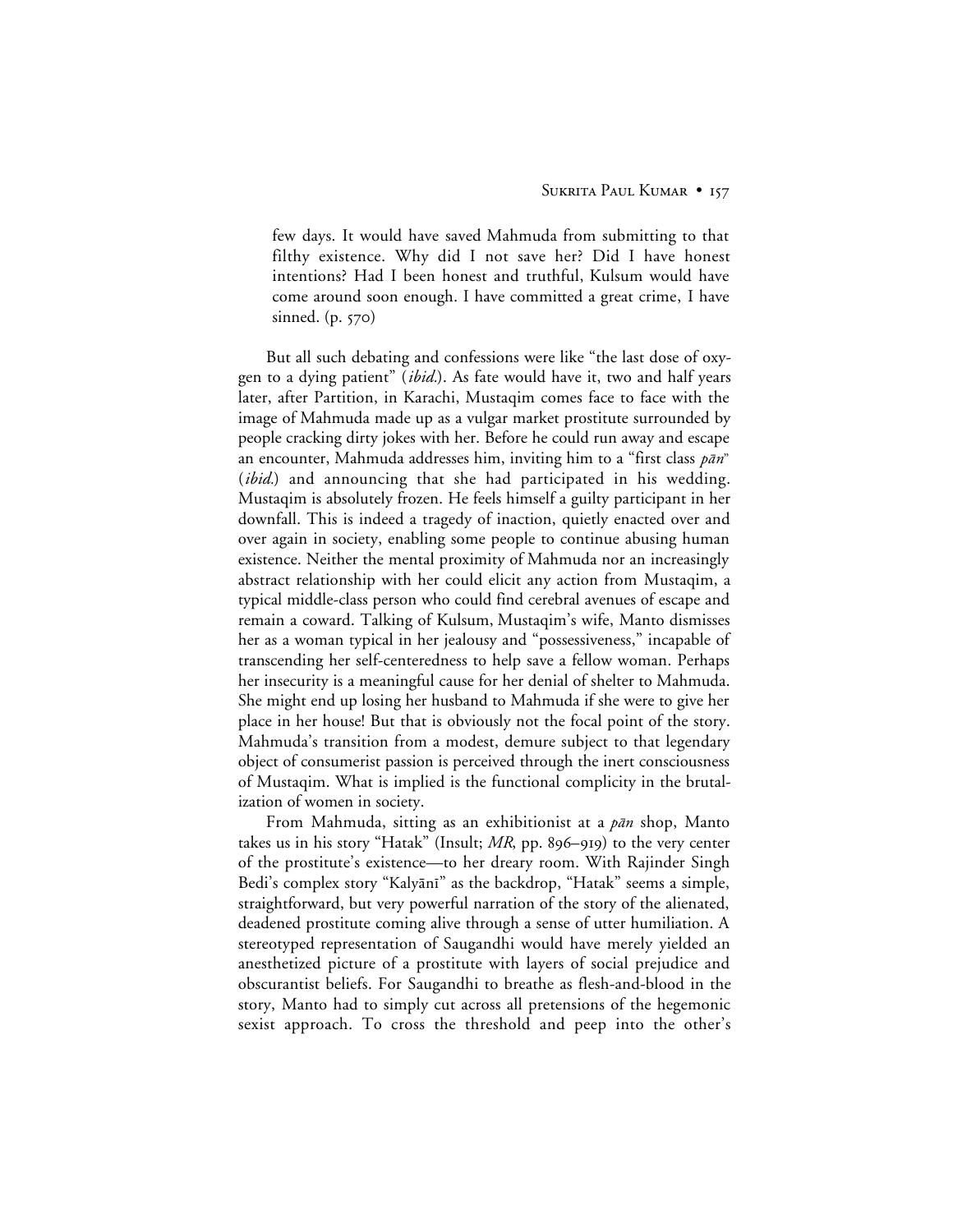> few days. It would have saved Mahmuda from submitting to that filthy existence. Why did I not save her? Did I have honest intentions? Had I been honest and truthful, Kulsum would have come around soon enough. I have committed a great crime, I have sinned. (p. 570)

But all such debating and confessions were like "the last dose of oxygen to a dying patient" (*ibid.*). As fate would have it, two and half years later, after Partition, in Karachi, Mustaqim comes face to face with the image of Mahmuda made up as a vulgar market prostitute surrounded by people cracking dirty jokes with her. Before he could run away and escape an encounter, Mahmuda addresses him, inviting him to a "first class *pān*" (*ibid.*) and announcing that she had participated in his wedding. Mustaqim is absolutely frozen. He feels himself a guilty participant in her downfall. This is indeed a tragedy of inaction, quietly enacted over and over again in society, enabling some people to continue abusing human existence. Neither the mental proximity of Mahmuda nor an increasingly abstract relationship with her could elicit any action from Mustaqim, a typical middle-class person who could find cerebral avenues of escape and remain a coward. Talking of Kulsum, Mustaqim's wife, Manto dismisses her as a woman typical in her jealousy and "possessiveness," incapable of transcending her self-centeredness to help save a fellow woman. Perhaps her insecurity is a meaningful cause for her denial of shelter to Mahmuda. She might end up losing her husband to Mahmuda if she were to give her place in her house! But that is obviously not the focal point of the story. Mahmuda's transition from a modest, demure subject to that legendary object of consumerist passion is perceived through the inert consciousness of Mustaqim. What is implied is the functional complicity in the brutalization of women in society.

From Mahmuda, sitting as an exhibitionist at a *pān* shop, Manto takes us in his story "Hatak" (Insult; *MR*, pp. 896–919) to the very center of the prostitute's existence—to her dreary room. With Rajinder Singh Bedi's complex story "Kalyānī" as the backdrop, "Hatak" seems a simple, straightforward, but very powerful narration of the story of the alienated, deadened prostitute coming alive through a sense of utter humiliation. A stereotyped representation of Saugandhi would have merely yielded an anesthetized picture of a prostitute with layers of social prejudice and obscurantist beliefs. For Saugandhi to breathe as flesh-and-blood in the story, Manto had to simply cut across all pretensions of the hegemonic sexist approach. To cross the threshold and peep into the other's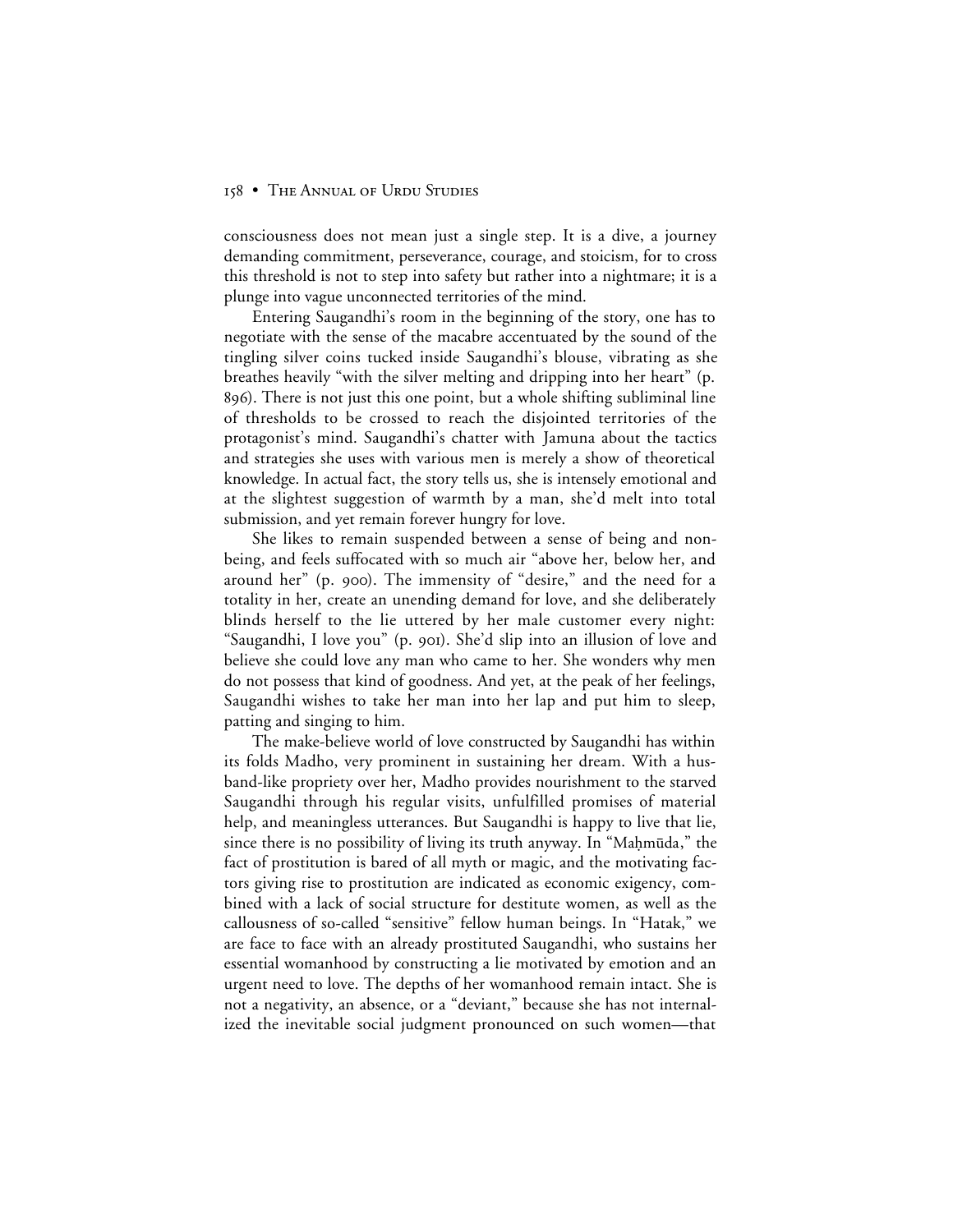consciousness does not mean just a single step. It is a dive, a journey demanding commitment, perseverance, courage, and stoicism, for to cross this threshold is not to step into safety but rather into a nightmare; it is a plunge into vague unconnected territories of the mind.

Entering Saugandhi's room in the beginning of the story, one has to negotiate with the sense of the macabre accentuated by the sound of the tingling silver coins tucked inside Saugandhi's blouse, vibrating as she breathes heavily "with the silver melting and dripping into her heart" (p. 896). There is not just this one point, but a whole shifting subliminal line of thresholds to be crossed to reach the disjointed territories of the protagonist's mind. Saugandhi's chatter with Jamuna about the tactics and strategies she uses with various men is merely a show of theoretical knowledge. In actual fact, the story tells us, she is intensely emotional and at the slightest suggestion of warmth by a man, she'd melt into total submission, and yet remain forever hungry for love.

She likes to remain suspended between a sense of being and non-being, and feels suffocated with so much air "above her, below her, and around her" (p. 900). The immensity of "desire," and the need for a totality in her, create an unending demand for love, and she deliberately blinds herself to the lie uttered by her male customer every night: "Saugandhi, I love you" (p. 901). She'd slip into an illusion of love and believe she could love any man who came to her. She wonders why men do not possess that kind of goodness. And yet, at the peak of her feelings, Saugandhi wishes to take her man into her lap and put him to sleep, patting and singing to him.

The make-believe world of love constructed by Saugandhi has within its folds Madho, very prominent in sustaining her dream. With a husband-like propriety over her, Madho provides nourishment to the starved Saugandhi through his regular visits, unfulfilled promises of material help, and meaningless utterances. But Saugandhi is happy to live that lie, since there is no possibility of living its truth anyway. In "Maḥmūda," the fact of prostitution is bared of all myth or magic, and the motivating factors giving rise to prostitution are indicated as economic exigency, combined with a lack of social structure for destitute women, as well as the callousness of so-called "sensitive" fellow human beings. In "Hatak," we are face to face with an already prostituted Saugandhi, who sustains her essential womanhood by constructing a lie motivated by emotion and an urgent need to love. The depths of her womanhood remain intact. She is not a negativity, an absence, or a "deviant," because she has not internalized the inevitable social judgment pronounced on such women—that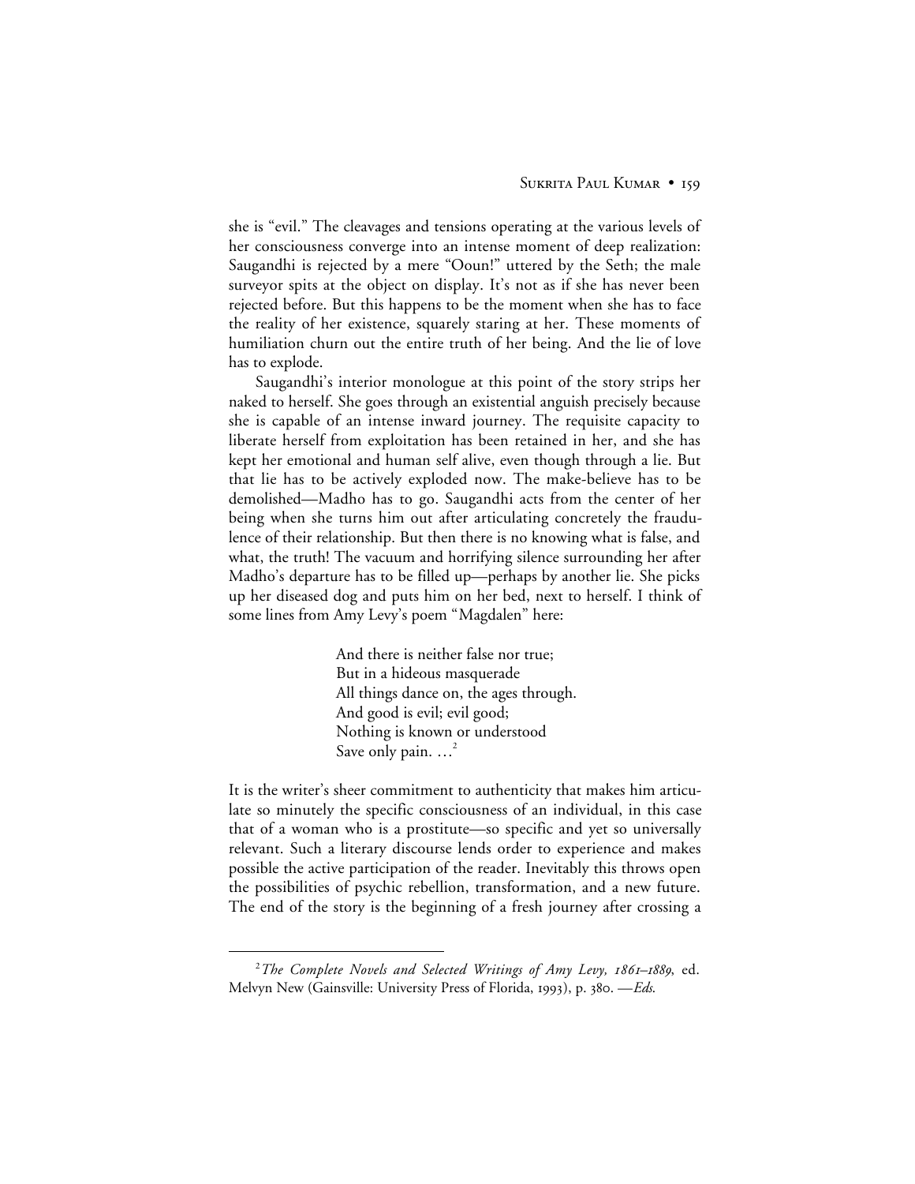she is "evil." The cleavages and tensions operating at the various levels of her consciousness converge into an intense moment of deep realization: Saugandhi is rejected by a mere "Ooun!" uttered by the Seth; the male surveyor spits at the object on display. It's not as if she has never been rejected before. But this happens to be the moment when she has to face the reality of her existence, squarely staring at her. These moments of humiliation churn out the entire truth of her being. And the lie of love has to explode.

Saugandhi's interior monologue at this point of the story strips her naked to herself. She goes through an existential anguish precisely because she is capable of an intense inward journey. The requisite capacity to liberate herself from exploitation has been retained in her, and she has kept her emotional and human self alive, even though through a lie. But that lie has to be actively exploded now. The make-believe has to be demolished—Madho has to go. Saugandhi acts from the center of her being when she turns him out after articulating concretely the fraudulence of their relationship. But then there is no knowing what is false, and what, the truth! The vacuum and horrifying silence surrounding her after Madho's departure has to be filled up—perhaps by another lie. She picks up her diseased dog and puts him on her bed, next to herself. I think of some lines from Amy Levy's poem "Magdalen" here:

> And there is neither false nor true;
> But in a hideous masquerade
> All things dance on, the ages through.
> And good is evil; evil good;
> Nothing is known or understood
> Save only pain. …[2]

It is the writer's sheer commitment to authenticity that makes him articulate so minutely the specific consciousness of an individual, in this case that of a woman who is a prostitute—so specific and yet so universally relevant. Such a literary discourse lends order to experience and makes possible the active participation of the reader. Inevitably this throws open the possibilities of psychic rebellion, transformation, and a new future. The end of the story is the beginning of a fresh journey after crossing a

---

[2] *The Complete Novels and Selected Writings of Amy Levy, 1861–1889*, ed. Melvyn New (Gainsville: University Press of Florida, 1993), p. 380. —*Eds.*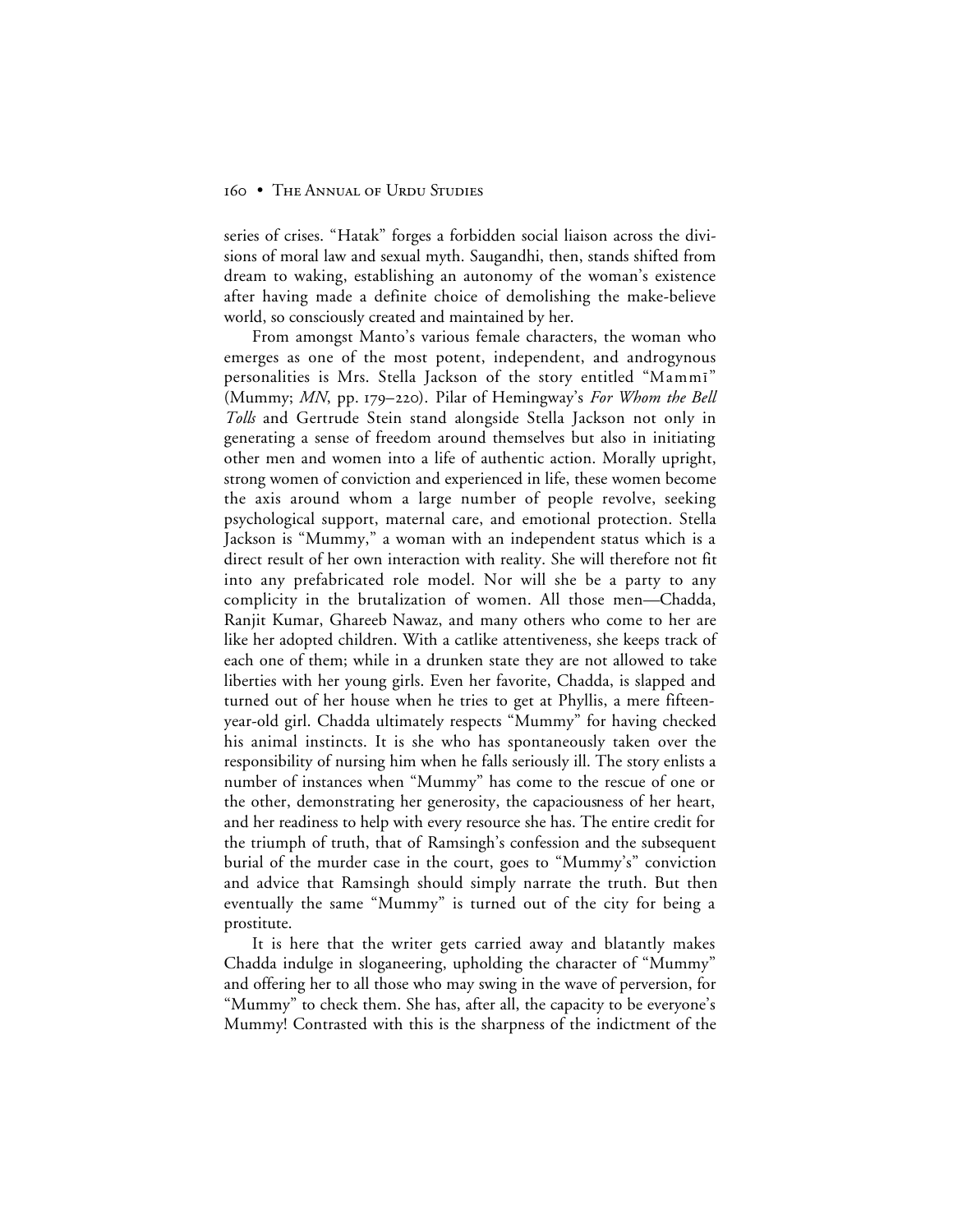series of crises. "Hatak" forges a forbidden social liaison across the divisions of moral law and sexual myth. Saugandhi, then, stands shifted from dream to waking, establishing an autonomy of the woman's existence after having made a definite choice of demolishing the make-believe world, so consciously created and maintained by her.

From amongst Manto's various female characters, the woman who emerges as one of the most potent, independent, and androgynous personalities is Mrs. Stella Jackson of the story entitled "Mammī" (Mummy; *MN*, pp. 179–220). Pilar of Hemingway's *For Whom the Bell Tolls* and Gertrude Stein stand alongside Stella Jackson not only in generating a sense of freedom around themselves but also in initiating other men and women into a life of authentic action. Morally upright, strong women of conviction and experienced in life, these women become the axis around whom a large number of people revolve, seeking psychological support, maternal care, and emotional protection. Stella Jackson is "Mummy," a woman with an independent status which is a direct result of her own interaction with reality. She will therefore not fit into any prefabricated role model. Nor will she be a party to any complicity in the brutalization of women. All those men—Chadda, Ranjit Kumar, Ghareeb Nawaz, and many others who come to her are like her adopted children. With a catlike attentiveness, she keeps track of each one of them; while in a drunken state they are not allowed to take liberties with her young girls. Even her favorite, Chadda, is slapped and turned out of her house when he tries to get at Phyllis, a mere fifteen-year-old girl. Chadda ultimately respects "Mummy" for having checked his animal instincts. It is she who has spontaneously taken over the responsibility of nursing him when he falls seriously ill. The story enlists a number of instances when "Mummy" has come to the rescue of one or the other, demonstrating her generosity, the capaciousness of her heart, and her readiness to help with every resource she has. The entire credit for the triumph of truth, that of Ramsingh's confession and the subsequent burial of the murder case in the court, goes to "Mummy's" conviction and advice that Ramsingh should simply narrate the truth. But then eventually the same "Mummy" is turned out of the city for being a prostitute.

It is here that the writer gets carried away and blatantly makes Chadda indulge in sloganeering, upholding the character of "Mummy" and offering her to all those who may swing in the wave of perversion, for "Mummy" to check them. She has, after all, the capacity to be everyone's Mummy! Contrasted with this is the sharpness of the indictment of the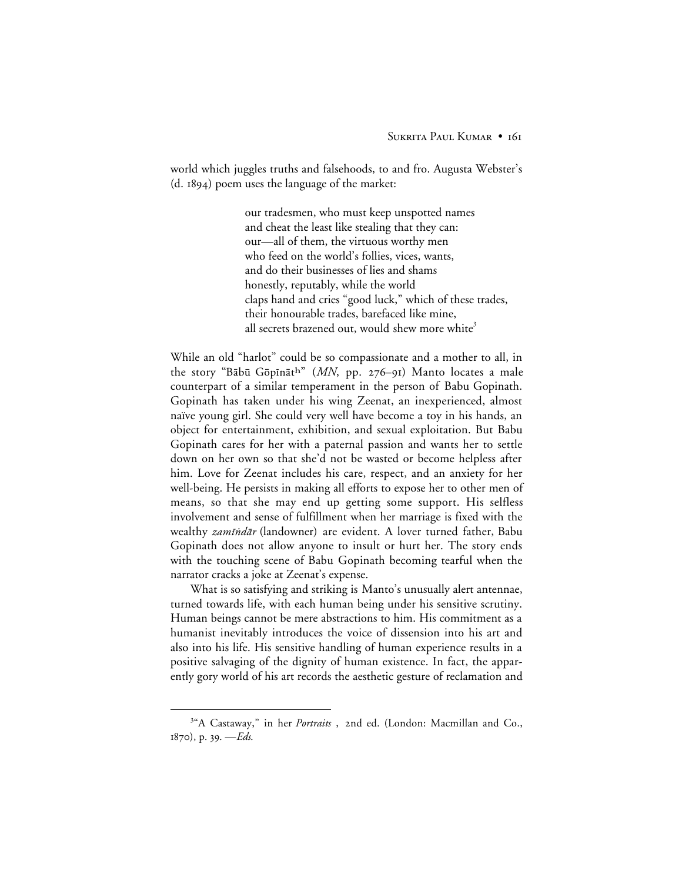world which juggles truths and falsehoods, to and fro. Augusta Webster's (d. 1894) poem uses the language of the market:

> our tradesmen, who must keep unspotted names
> and cheat the least like stealing that they can:
> our—all of them, the virtuous worthy men
> who feed on the world's follies, vices, wants,
> and do their businesses of lies and shams
> honestly, reputably, while the world
> claps hand and cries "good luck," which of these trades,
> their honourable trades, barefaced like mine,
> all secrets brazened out, would shew more white[3]

While an old "harlot" could be so compassionate and a mother to all, in the story "Bābū Gōpīnātʰ" (*MN*, pp. 276–91) Manto locates a male counterpart of a similar temperament in the person of Babu Gopinath. Gopinath has taken under his wing Zeenat, an inexperienced, almost naïve young girl. She could very well have become a toy in his hands, an object for entertainment, exhibition, and sexual exploitation. But Babu Gopinath cares for her with a paternal passion and wants her to settle down on her own so that she'd not be wasted or become helpless after him. Love for Zeenat includes his care, respect, and an anxiety for her well-being. He persists in making all efforts to expose her to other men of means, so that she may end up getting some support. His selfless involvement and sense of fulfillment when her marriage is fixed with the wealthy *zamīṅdār* (landowner) are evident. A lover turned father, Babu Gopinath does not allow anyone to insult or hurt her. The story ends with the touching scene of Babu Gopinath becoming tearful when the narrator cracks a joke at Zeenat's expense.

What is so satisfying and striking is Manto's unusually alert antennae, turned towards life, with each human being under his sensitive scrutiny. Human beings cannot be mere abstractions to him. His commitment as a humanist inevitably introduces the voice of dissension into his art and also into his life. His sensitive handling of human experience results in a positive salvaging of the dignity of human existence. In fact, the apparently gory world of his art records the aesthetic gesture of reclamation and

---

[3] "A Castaway," in her *Portraits* , 2nd ed. (London: Macmillan and Co., 1870), p. 39. —*Eds.*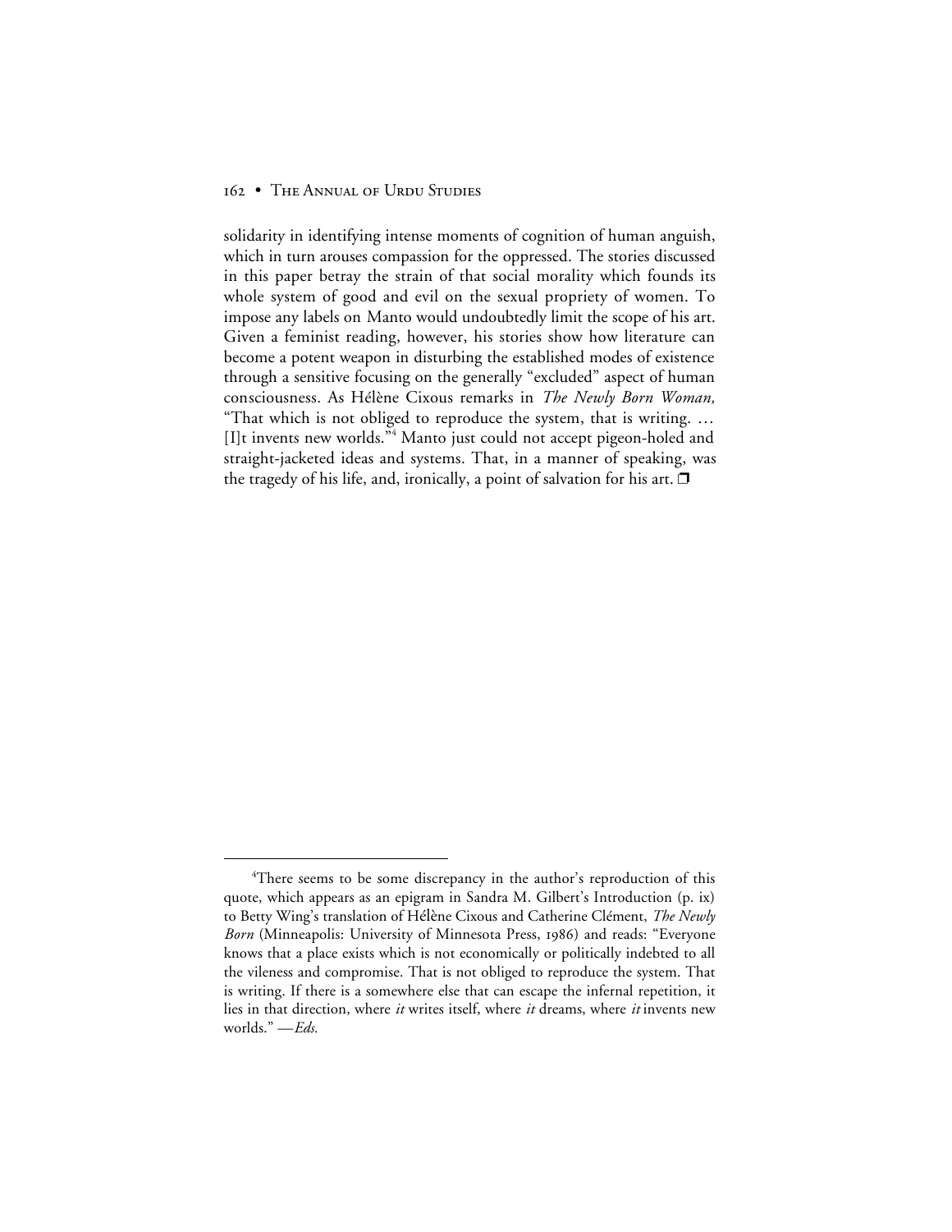solidarity in identifying intense moments of cognition of human anguish, which in turn arouses compassion for the oppressed. The stories discussed in this paper betray the strain of that social morality which founds its whole system of good and evil on the sexual propriety of women. To impose any labels on Manto would undoubtedly limit the scope of his art. Given a feminist reading, however, his stories show how literature can become a potent weapon in disturbing the established modes of existence through a sensitive focusing on the generally "excluded" aspect of human consciousness. As Hélène Cixous remarks in *The Newly Born Woman,* "That which is not obliged to reproduce the system, that is writing. … [I]t invents new worlds."[4] Manto just could not accept pigeon-holed and straight-jacketed ideas and systems. That, in a manner of speaking, was the tragedy of his life, and, ironically, a point of salvation for his art. ❒

---

[4]There seems to be some discrepancy in the author's reproduction of this quote, which appears as an epigram in Sandra M. Gilbert's Introduction (p. ix) to Betty Wing's translation of Hélène Cixous and Catherine Clément, *The Newly Born* (Minneapolis: University of Minnesota Press, 1986) and reads: "Everyone knows that a place exists which is not economically or politically indebted to all the vileness and compromise. That is not obliged to reproduce the system. That is writing. If there is a somewhere else that can escape the infernal repetition, it lies in that direction, where *it* writes itself, where *it* dreams, where *it* invents new worlds." —*Eds.*